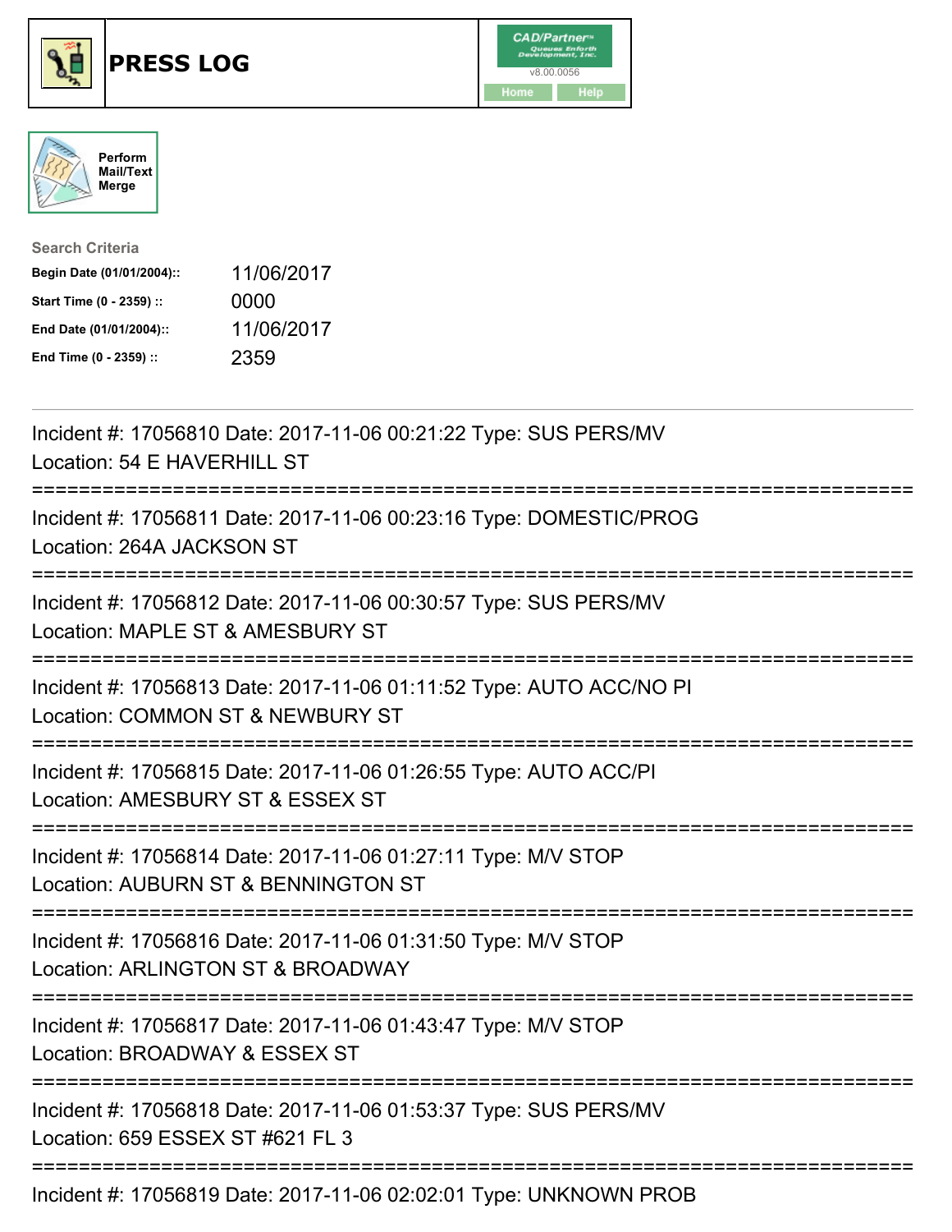# PRESS LOG

CAD/Partner v8.00.0056

Home | Help

Perform Mail/Text Merge

**Search Criteria**

| | |
|---|---|
| **Begin Date (01/01/2004)::** | 11/06/2017 |
| **Start Time (0 - 2359) ::** | 0000 |
| **End Date (01/01/2004)::** | 11/06/2017 |
| **End Time (0 - 2359) ::** | 2359 |

---

Incident #: 17056810 Date: 2017-11-06 00:21:22 Type: SUS PERS/MV
Location: 54 E HAVERHILL ST

===========================================================================

Incident #: 17056811 Date: 2017-11-06 00:23:16 Type: DOMESTIC/PROG
Location: 264A JACKSON ST

===========================================================================

Incident #: 17056812 Date: 2017-11-06 00:30:57 Type: SUS PERS/MV
Location: MAPLE ST & AMESBURY ST

===========================================================================

Incident #: 17056813 Date: 2017-11-06 01:11:52 Type: AUTO ACC/NO PI
Location: COMMON ST & NEWBURY ST

===========================================================================

Incident #: 17056815 Date: 2017-11-06 01:26:55 Type: AUTO ACC/PI
Location: AMESBURY ST & ESSEX ST

===========================================================================

Incident #: 17056814 Date: 2017-11-06 01:27:11 Type: M/V STOP
Location: AUBURN ST & BENNINGTON ST

===========================================================================

Incident #: 17056816 Date: 2017-11-06 01:31:50 Type: M/V STOP
Location: ARLINGTON ST & BROADWAY

===========================================================================

Incident #: 17056817 Date: 2017-11-06 01:43:47 Type: M/V STOP
Location: BROADWAY & ESSEX ST

===========================================================================

Incident #: 17056818 Date: 2017-11-06 01:53:37 Type: SUS PERS/MV
Location: 659 ESSEX ST #621 FL 3

===========================================================================

Incident #: 17056819 Date: 2017-11-06 02:02:01 Type: UNKNOWN PROB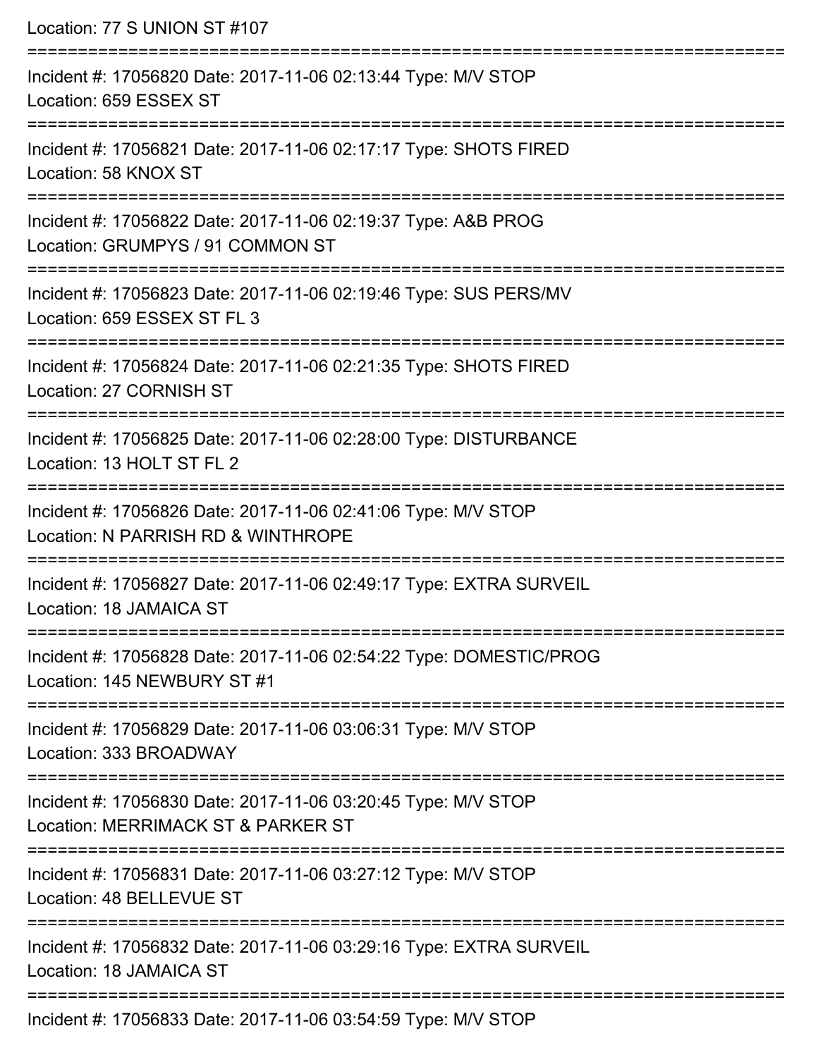Location: 77 S UNION ST #107

===========================================================================

Incident #: 17056820 Date: 2017-11-06 02:13:44 Type: M/V STOP
Location: 659 ESSEX ST

===========================================================================

Incident #: 17056821 Date: 2017-11-06 02:17:17 Type: SHOTS FIRED
Location: 58 KNOX ST

===========================================================================

Incident #: 17056822 Date: 2017-11-06 02:19:37 Type: A&B PROG
Location: GRUMPYS / 91 COMMON ST

===========================================================================

Incident #: 17056823 Date: 2017-11-06 02:19:46 Type: SUS PERS/MV
Location: 659 ESSEX ST FL 3

===========================================================================

Incident #: 17056824 Date: 2017-11-06 02:21:35 Type: SHOTS FIRED
Location: 27 CORNISH ST

===========================================================================

Incident #: 17056825 Date: 2017-11-06 02:28:00 Type: DISTURBANCE
Location: 13 HOLT ST FL 2

===========================================================================

Incident #: 17056826 Date: 2017-11-06 02:41:06 Type: M/V STOP
Location: N PARRISH RD & WINTHROPE

===========================================================================

Incident #: 17056827 Date: 2017-11-06 02:49:17 Type: EXTRA SURVEIL
Location: 18 JAMAICA ST

===========================================================================

Incident #: 17056828 Date: 2017-11-06 02:54:22 Type: DOMESTIC/PROG
Location: 145 NEWBURY ST #1

===========================================================================

Incident #: 17056829 Date: 2017-11-06 03:06:31 Type: M/V STOP
Location: 333 BROADWAY

===========================================================================

Incident #: 17056830 Date: 2017-11-06 03:20:45 Type: M/V STOP
Location: MERRIMACK ST & PARKER ST

===========================================================================

Incident #: 17056831 Date: 2017-11-06 03:27:12 Type: M/V STOP
Location: 48 BELLEVUE ST

===========================================================================

Incident #: 17056832 Date: 2017-11-06 03:29:16 Type: EXTRA SURVEIL
Location: 18 JAMAICA ST

===========================================================================

Incident #: 17056833 Date: 2017-11-06 03:54:59 Type: M/V STOP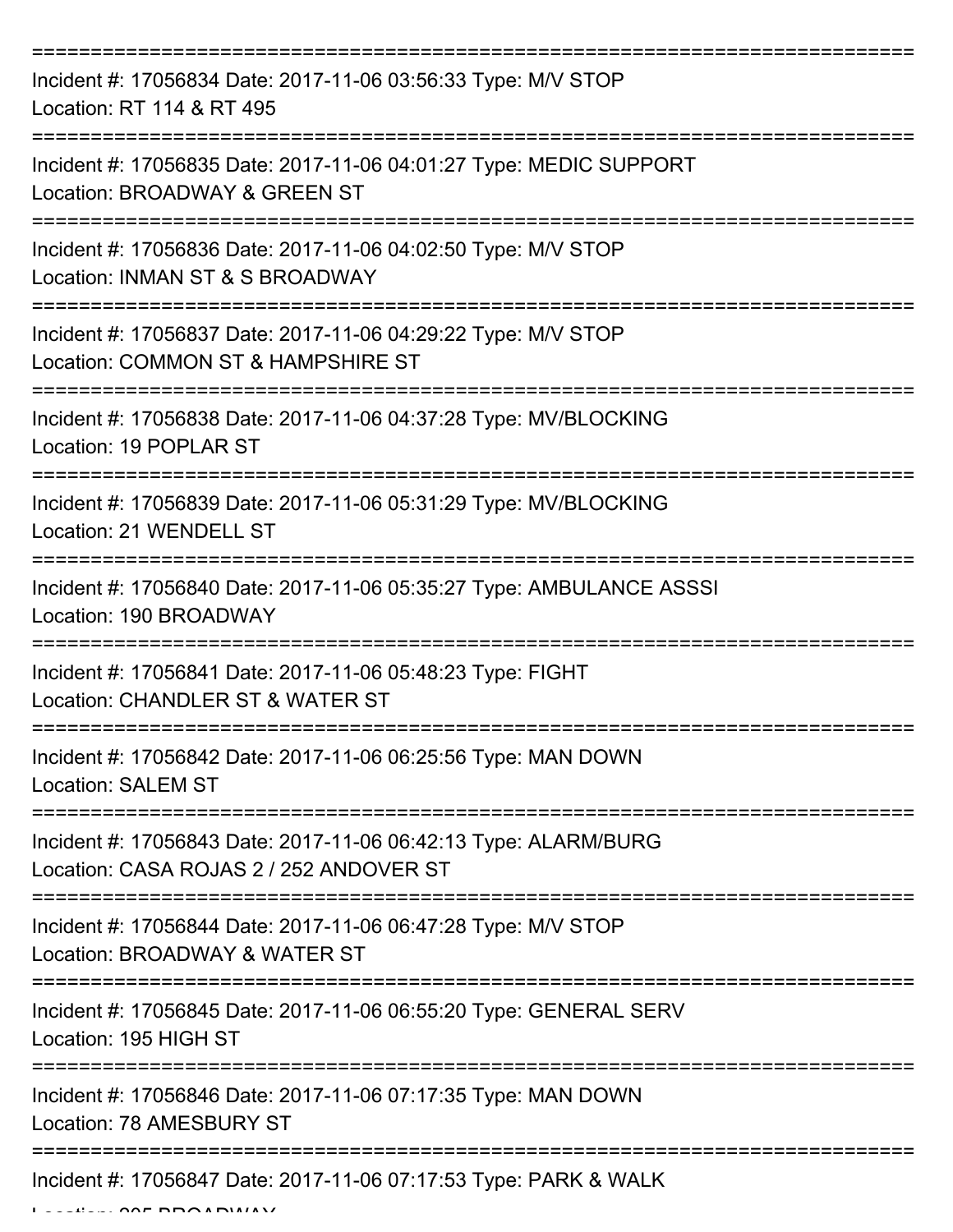===========================================================================

Incident #: 17056834 Date: 2017-11-06 03:56:33 Type: M/V STOP
Location: RT 114 & RT 495

===========================================================================

Incident #: 17056835 Date: 2017-11-06 04:01:27 Type: MEDIC SUPPORT
Location: BROADWAY & GREEN ST

===========================================================================

Incident #: 17056836 Date: 2017-11-06 04:02:50 Type: M/V STOP
Location: INMAN ST & S BROADWAY

===========================================================================

Incident #: 17056837 Date: 2017-11-06 04:29:22 Type: M/V STOP
Location: COMMON ST & HAMPSHIRE ST

===========================================================================

Incident #: 17056838 Date: 2017-11-06 04:37:28 Type: MV/BLOCKING
Location: 19 POPLAR ST

===========================================================================

Incident #: 17056839 Date: 2017-11-06 05:31:29 Type: MV/BLOCKING
Location: 21 WENDELL ST

===========================================================================

Incident #: 17056840 Date: 2017-11-06 05:35:27 Type: AMBULANCE ASSSI
Location: 190 BROADWAY

===========================================================================

Incident #: 17056841 Date: 2017-11-06 05:48:23 Type: FIGHT
Location: CHANDLER ST & WATER ST

===========================================================================

Incident #: 17056842 Date: 2017-11-06 06:25:56 Type: MAN DOWN
Location: SALEM ST

===========================================================================

Incident #: 17056843 Date: 2017-11-06 06:42:13 Type: ALARM/BURG
Location: CASA ROJAS 2 / 252 ANDOVER ST

===========================================================================

Incident #: 17056844 Date: 2017-11-06 06:47:28 Type: M/V STOP
Location: BROADWAY & WATER ST

===========================================================================

Incident #: 17056845 Date: 2017-11-06 06:55:20 Type: GENERAL SERV
Location: 195 HIGH ST

===========================================================================

Incident #: 17056846 Date: 2017-11-06 07:17:35 Type: MAN DOWN
Location: 78 AMESBURY ST

===========================================================================

Incident #: 17056847 Date: 2017-11-06 07:17:53 Type: PARK & WALK
Location: 205 BROADWAY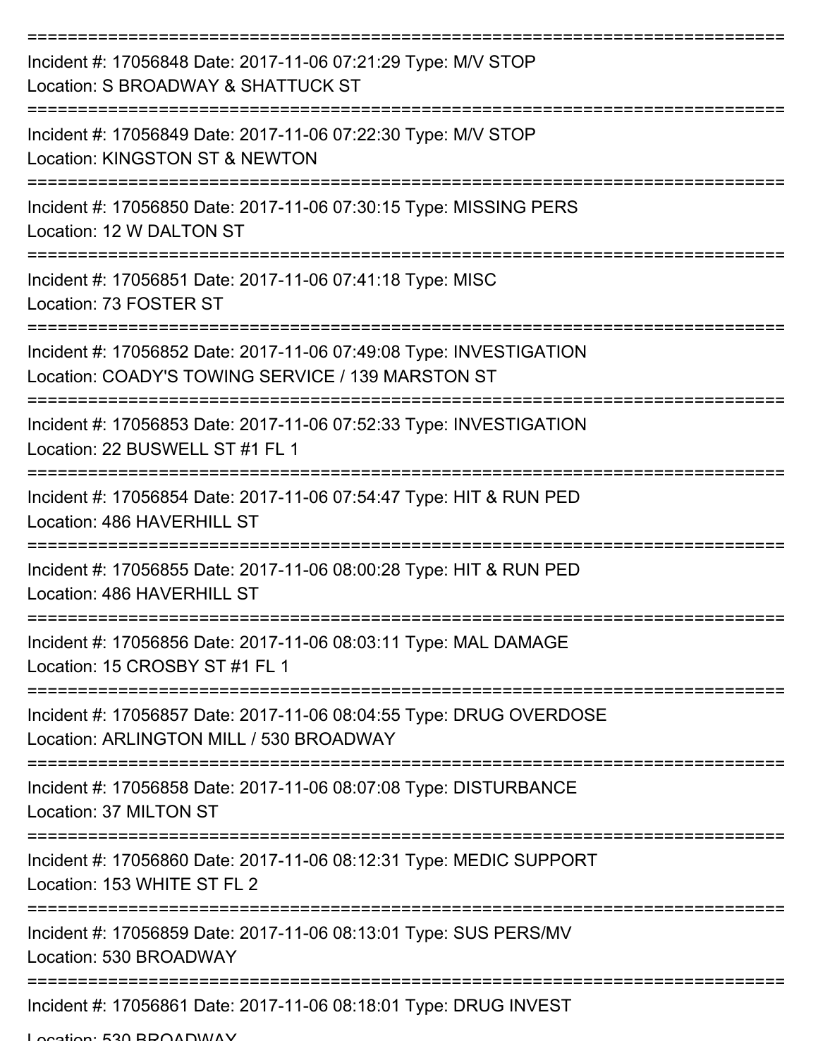===========================================================================

Incident #: 17056848 Date: 2017-11-06 07:21:29 Type: M/V STOP
Location: S BROADWAY & SHATTUCK ST

===========================================================================

Incident #: 17056849 Date: 2017-11-06 07:22:30 Type: M/V STOP
Location: KINGSTON ST & NEWTON

===========================================================================

Incident #: 17056850 Date: 2017-11-06 07:30:15 Type: MISSING PERS
Location: 12 W DALTON ST

===========================================================================

Incident #: 17056851 Date: 2017-11-06 07:41:18 Type: MISC
Location: 73 FOSTER ST

===========================================================================

Incident #: 17056852 Date: 2017-11-06 07:49:08 Type: INVESTIGATION
Location: COADY'S TOWING SERVICE / 139 MARSTON ST

===========================================================================

Incident #: 17056853 Date: 2017-11-06 07:52:33 Type: INVESTIGATION
Location: 22 BUSWELL ST #1 FL 1

===========================================================================

Incident #: 17056854 Date: 2017-11-06 07:54:47 Type: HIT & RUN PED
Location: 486 HAVERHILL ST

===========================================================================

Incident #: 17056855 Date: 2017-11-06 08:00:28 Type: HIT & RUN PED
Location: 486 HAVERHILL ST

===========================================================================

Incident #: 17056856 Date: 2017-11-06 08:03:11 Type: MAL DAMAGE
Location: 15 CROSBY ST #1 FL 1

===========================================================================

Incident #: 17056857 Date: 2017-11-06 08:04:55 Type: DRUG OVERDOSE
Location: ARLINGTON MILL / 530 BROADWAY

===========================================================================

Incident #: 17056858 Date: 2017-11-06 08:07:08 Type: DISTURBANCE
Location: 37 MILTON ST

===========================================================================

Incident #: 17056860 Date: 2017-11-06 08:12:31 Type: MEDIC SUPPORT
Location: 153 WHITE ST FL 2

===========================================================================

Incident #: 17056859 Date: 2017-11-06 08:13:01 Type: SUS PERS/MV
Location: 530 BROADWAY

===========================================================================

Incident #: 17056861 Date: 2017-11-06 08:18:01 Type: DRUG INVEST
Location: 530 BROADWAY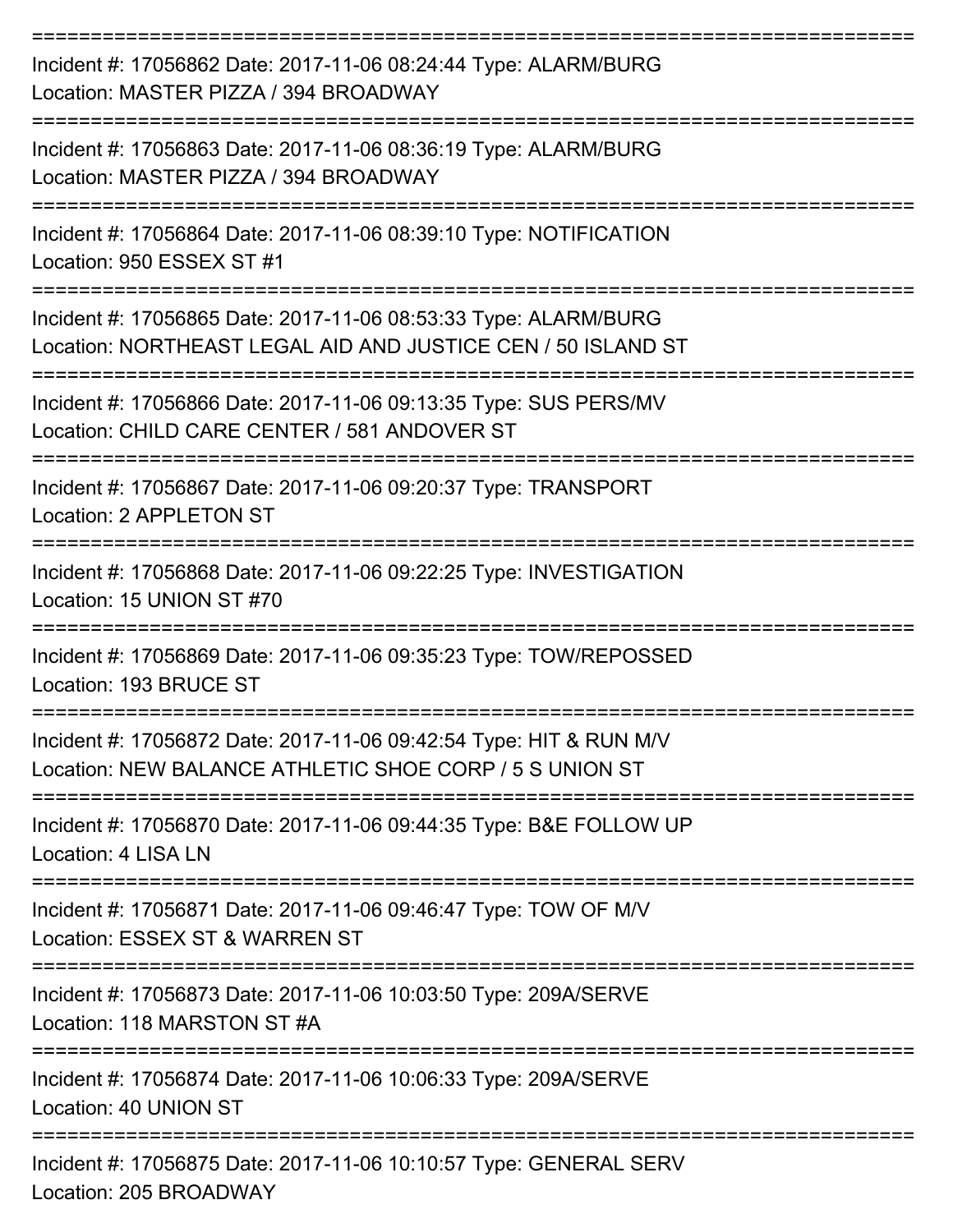---

Incident #: 17056862 Date: 2017-11-06 08:24:44 Type: ALARM/BURG
Location: MASTER PIZZA / 394 BROADWAY

---

Incident #: 17056863 Date: 2017-11-06 08:36:19 Type: ALARM/BURG
Location: MASTER PIZZA / 394 BROADWAY

---

Incident #: 17056864 Date: 2017-11-06 08:39:10 Type: NOTIFICATION
Location: 950 ESSEX ST #1

---

Incident #: 17056865 Date: 2017-11-06 08:53:33 Type: ALARM/BURG
Location: NORTHEAST LEGAL AID AND JUSTICE CEN / 50 ISLAND ST

---

Incident #: 17056866 Date: 2017-11-06 09:13:35 Type: SUS PERS/MV
Location: CHILD CARE CENTER / 581 ANDOVER ST

---

Incident #: 17056867 Date: 2017-11-06 09:20:37 Type: TRANSPORT
Location: 2 APPLETON ST

---

Incident #: 17056868 Date: 2017-11-06 09:22:25 Type: INVESTIGATION
Location: 15 UNION ST #70

---

Incident #: 17056869 Date: 2017-11-06 09:35:23 Type: TOW/REPOSSED
Location: 193 BRUCE ST

---

Incident #: 17056872 Date: 2017-11-06 09:42:54 Type: HIT & RUN M/V
Location: NEW BALANCE ATHLETIC SHOE CORP / 5 S UNION ST

---

Incident #: 17056870 Date: 2017-11-06 09:44:35 Type: B&E FOLLOW UP
Location: 4 LISA LN

---

Incident #: 17056871 Date: 2017-11-06 09:46:47 Type: TOW OF M/V
Location: ESSEX ST & WARREN ST

---

Incident #: 17056873 Date: 2017-11-06 10:03:50 Type: 209A/SERVE
Location: 118 MARSTON ST #A

---

Incident #: 17056874 Date: 2017-11-06 10:06:33 Type: 209A/SERVE
Location: 40 UNION ST

---

Incident #: 17056875 Date: 2017-11-06 10:10:57 Type: GENERAL SERV
Location: 205 BROADWAY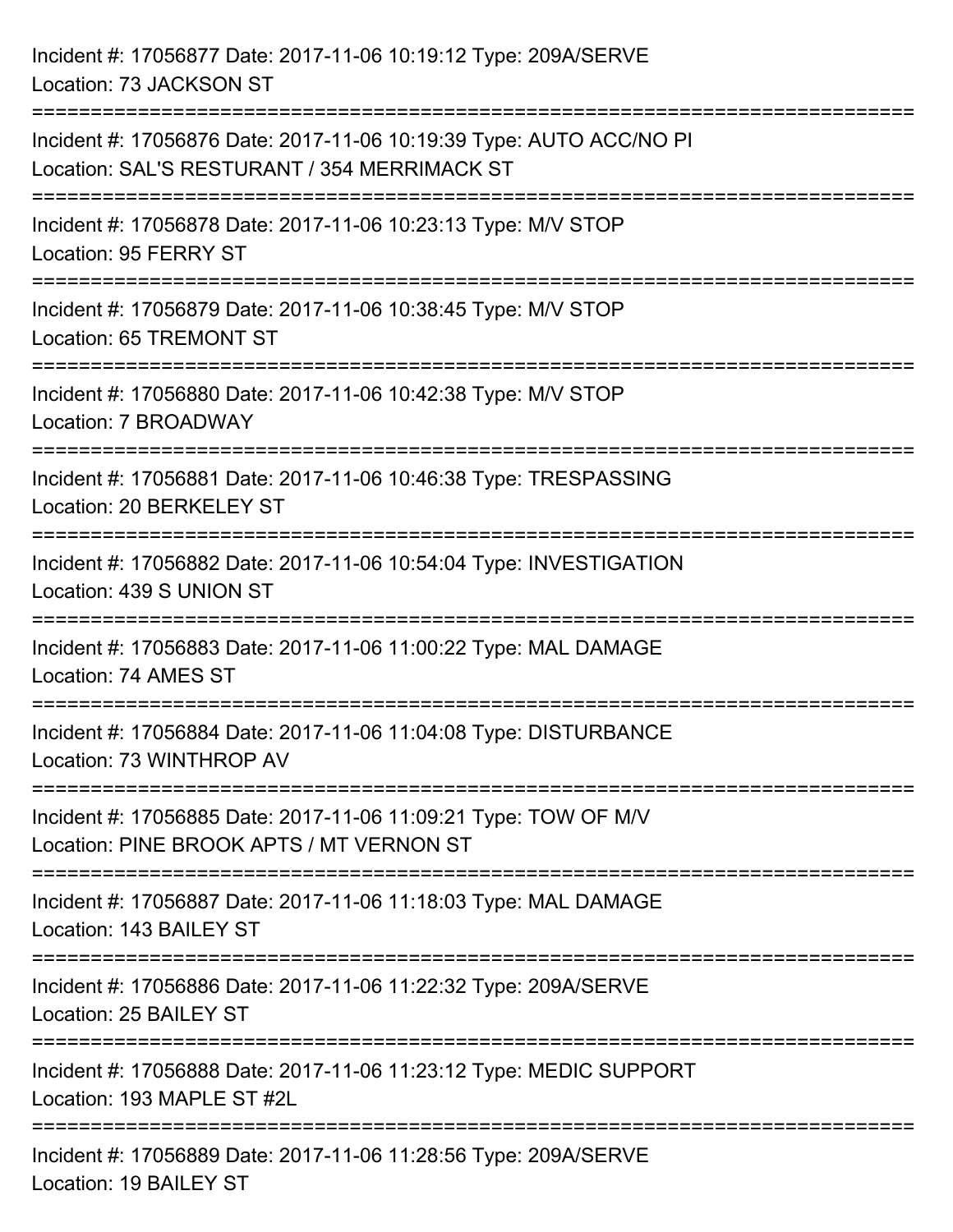Incident #: 17056877 Date: 2017-11-06 10:19:12 Type: 209A/SERVE
Location: 73 JACKSON ST

===========================================================================

Incident #: 17056876 Date: 2017-11-06 10:19:39 Type: AUTO ACC/NO PI
Location: SAL'S RESTURANT / 354 MERRIMACK ST

===========================================================================

Incident #: 17056878 Date: 2017-11-06 10:23:13 Type: M/V STOP
Location: 95 FERRY ST

===========================================================================

Incident #: 17056879 Date: 2017-11-06 10:38:45 Type: M/V STOP
Location: 65 TREMONT ST

===========================================================================

Incident #: 17056880 Date: 2017-11-06 10:42:38 Type: M/V STOP
Location: 7 BROADWAY

===========================================================================

Incident #: 17056881 Date: 2017-11-06 10:46:38 Type: TRESPASSING
Location: 20 BERKELEY ST

===========================================================================

Incident #: 17056882 Date: 2017-11-06 10:54:04 Type: INVESTIGATION
Location: 439 S UNION ST

===========================================================================

Incident #: 17056883 Date: 2017-11-06 11:00:22 Type: MAL DAMAGE
Location: 74 AMES ST

===========================================================================

Incident #: 17056884 Date: 2017-11-06 11:04:08 Type: DISTURBANCE
Location: 73 WINTHROP AV

===========================================================================

Incident #: 17056885 Date: 2017-11-06 11:09:21 Type: TOW OF M/V
Location: PINE BROOK APTS / MT VERNON ST

===========================================================================

Incident #: 17056887 Date: 2017-11-06 11:18:03 Type: MAL DAMAGE
Location: 143 BAILEY ST

===========================================================================

Incident #: 17056886 Date: 2017-11-06 11:22:32 Type: 209A/SERVE
Location: 25 BAILEY ST

===========================================================================

Incident #: 17056888 Date: 2017-11-06 11:23:12 Type: MEDIC SUPPORT
Location: 193 MAPLE ST #2L

===========================================================================

Incident #: 17056889 Date: 2017-11-06 11:28:56 Type: 209A/SERVE
Location: 19 BAILEY ST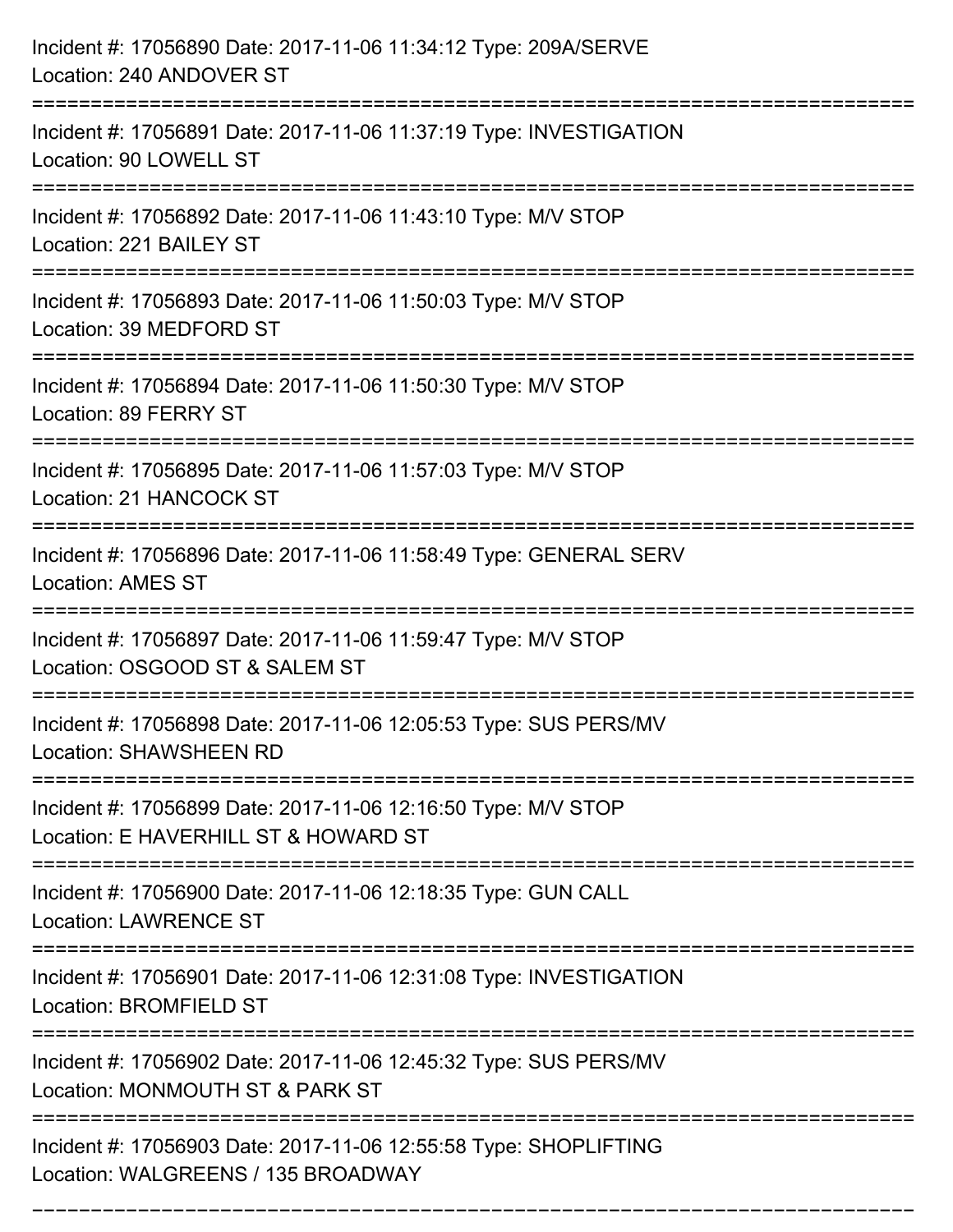Incident #: 17056890 Date: 2017-11-06 11:34:12 Type: 209A/SERVE
Location: 240 ANDOVER ST

===========================================================================

Incident #: 17056891 Date: 2017-11-06 11:37:19 Type: INVESTIGATION
Location: 90 LOWELL ST

===========================================================================

Incident #: 17056892 Date: 2017-11-06 11:43:10 Type: M/V STOP
Location: 221 BAILEY ST

===========================================================================

Incident #: 17056893 Date: 2017-11-06 11:50:03 Type: M/V STOP
Location: 39 MEDFORD ST

===========================================================================

Incident #: 17056894 Date: 2017-11-06 11:50:30 Type: M/V STOP
Location: 89 FERRY ST

===========================================================================

Incident #: 17056895 Date: 2017-11-06 11:57:03 Type: M/V STOP
Location: 21 HANCOCK ST

===========================================================================

Incident #: 17056896 Date: 2017-11-06 11:58:49 Type: GENERAL SERV
Location: AMES ST

===========================================================================

Incident #: 17056897 Date: 2017-11-06 11:59:47 Type: M/V STOP
Location: OSGOOD ST & SALEM ST

===========================================================================

Incident #: 17056898 Date: 2017-11-06 12:05:53 Type: SUS PERS/MV
Location: SHAWSHEEN RD

===========================================================================

Incident #: 17056899 Date: 2017-11-06 12:16:50 Type: M/V STOP
Location: E HAVERHILL ST & HOWARD ST

===========================================================================

Incident #: 17056900 Date: 2017-11-06 12:18:35 Type: GUN CALL
Location: LAWRENCE ST

===========================================================================

Incident #: 17056901 Date: 2017-11-06 12:31:08 Type: INVESTIGATION
Location: BROMFIELD ST

===========================================================================

Incident #: 17056902 Date: 2017-11-06 12:45:32 Type: SUS PERS/MV
Location: MONMOUTH ST & PARK ST

===========================================================================

Incident #: 17056903 Date: 2017-11-06 12:55:58 Type: SHOPLIFTING
Location: WALGREENS / 135 BROADWAY

===========================================================================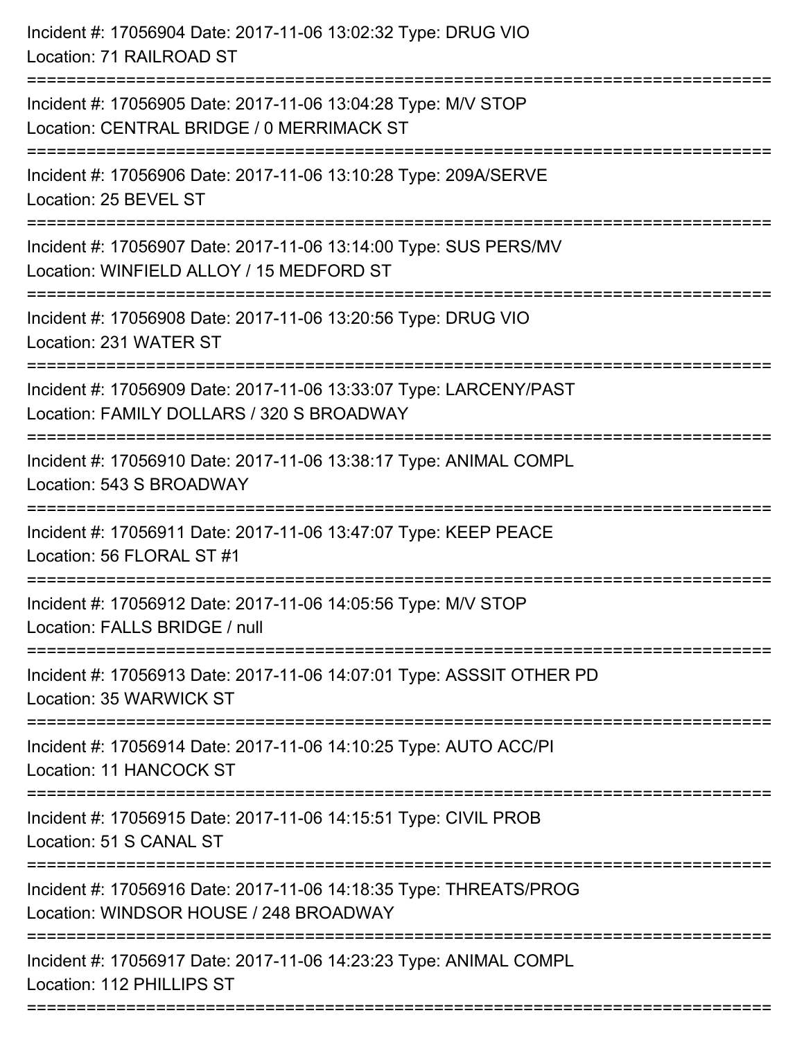Incident #: 17056904 Date: 2017-11-06 13:02:32 Type: DRUG VIO
Location: 71 RAILROAD ST

===========================================================================

Incident #: 17056905 Date: 2017-11-06 13:04:28 Type: M/V STOP
Location: CENTRAL BRIDGE / 0 MERRIMACK ST

===========================================================================

Incident #: 17056906 Date: 2017-11-06 13:10:28 Type: 209A/SERVE
Location: 25 BEVEL ST

===========================================================================

Incident #: 17056907 Date: 2017-11-06 13:14:00 Type: SUS PERS/MV
Location: WINFIELD ALLOY / 15 MEDFORD ST

===========================================================================

Incident #: 17056908 Date: 2017-11-06 13:20:56 Type: DRUG VIO
Location: 231 WATER ST

===========================================================================

Incident #: 17056909 Date: 2017-11-06 13:33:07 Type: LARCENY/PAST
Location: FAMILY DOLLARS / 320 S BROADWAY

===========================================================================

Incident #: 17056910 Date: 2017-11-06 13:38:17 Type: ANIMAL COMPL
Location: 543 S BROADWAY

===========================================================================

Incident #: 17056911 Date: 2017-11-06 13:47:07 Type: KEEP PEACE
Location: 56 FLORAL ST #1

===========================================================================

Incident #: 17056912 Date: 2017-11-06 14:05:56 Type: M/V STOP
Location: FALLS BRIDGE / null

===========================================================================

Incident #: 17056913 Date: 2017-11-06 14:07:01 Type: ASSSIT OTHER PD
Location: 35 WARWICK ST

===========================================================================

Incident #: 17056914 Date: 2017-11-06 14:10:25 Type: AUTO ACC/PI
Location: 11 HANCOCK ST

===========================================================================

Incident #: 17056915 Date: 2017-11-06 14:15:51 Type: CIVIL PROB
Location: 51 S CANAL ST

===========================================================================

Incident #: 17056916 Date: 2017-11-06 14:18:35 Type: THREATS/PROG
Location: WINDSOR HOUSE / 248 BROADWAY

===========================================================================

Incident #: 17056917 Date: 2017-11-06 14:23:23 Type: ANIMAL COMPL
Location: 112 PHILLIPS ST

===========================================================================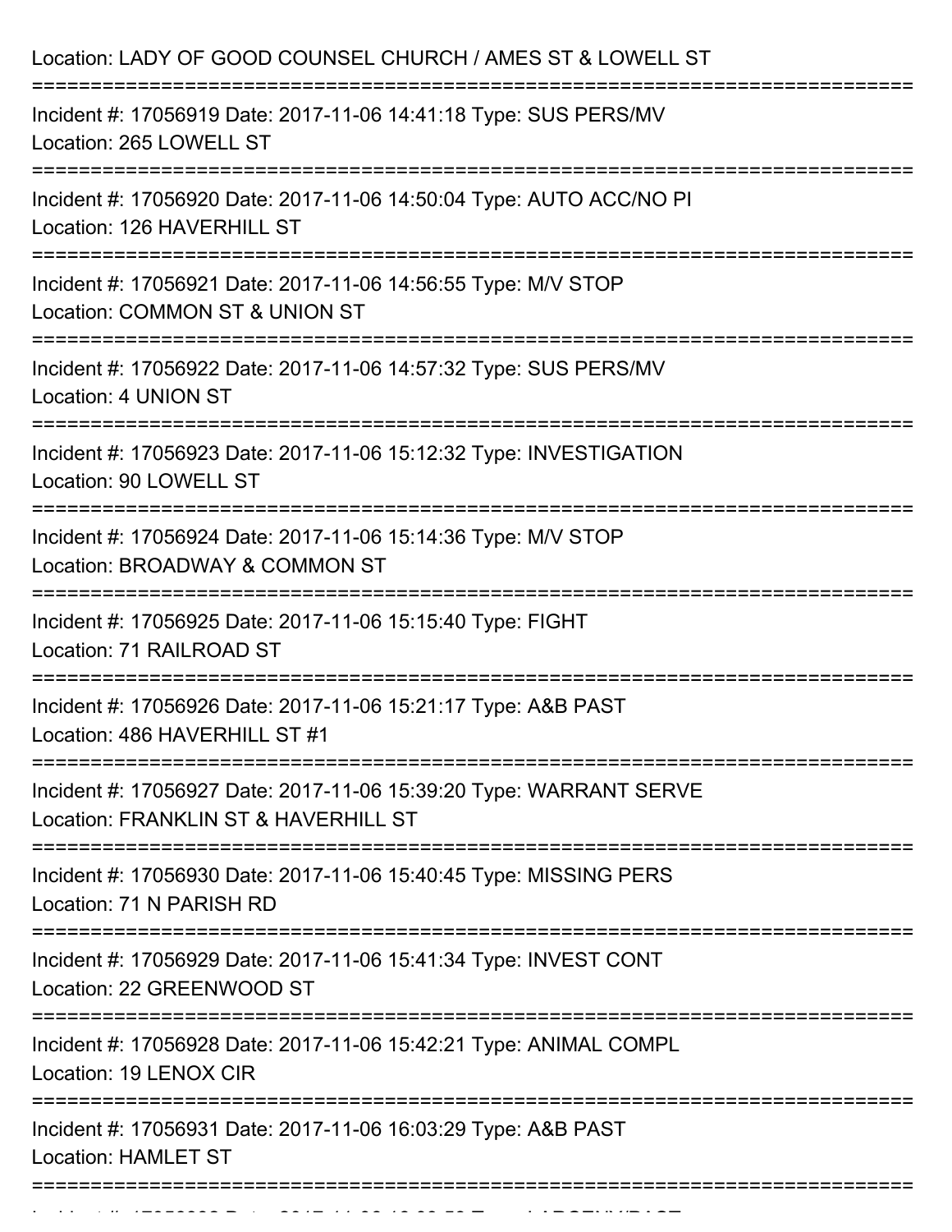Location: LADY OF GOOD COUNSEL CHURCH / AMES ST & LOWELL ST

===========================================================================

Incident #: 17056919 Date: 2017-11-06 14:41:18 Type: SUS PERS/MV
Location: 265 LOWELL ST

===========================================================================

Incident #: 17056920 Date: 2017-11-06 14:50:04 Type: AUTO ACC/NO PI
Location: 126 HAVERHILL ST

===========================================================================

Incident #: 17056921 Date: 2017-11-06 14:56:55 Type: M/V STOP
Location: COMMON ST & UNION ST

===========================================================================

Incident #: 17056922 Date: 2017-11-06 14:57:32 Type: SUS PERS/MV
Location: 4 UNION ST

===========================================================================

Incident #: 17056923 Date: 2017-11-06 15:12:32 Type: INVESTIGATION
Location: 90 LOWELL ST

===========================================================================

Incident #: 17056924 Date: 2017-11-06 15:14:36 Type: M/V STOP
Location: BROADWAY & COMMON ST

===========================================================================

Incident #: 17056925 Date: 2017-11-06 15:15:40 Type: FIGHT
Location: 71 RAILROAD ST

===========================================================================

Incident #: 17056926 Date: 2017-11-06 15:21:17 Type: A&B PAST
Location: 486 HAVERHILL ST #1

===========================================================================

Incident #: 17056927 Date: 2017-11-06 15:39:20 Type: WARRANT SERVE
Location: FRANKLIN ST & HAVERHILL ST

===========================================================================

Incident #: 17056930 Date: 2017-11-06 15:40:45 Type: MISSING PERS
Location: 71 N PARISH RD

===========================================================================

Incident #: 17056929 Date: 2017-11-06 15:41:34 Type: INVEST CONT
Location: 22 GREENWOOD ST

===========================================================================

Incident #: 17056928 Date: 2017-11-06 15:42:21 Type: ANIMAL COMPL
Location: 19 LENOX CIR

===========================================================================

Incident #: 17056931 Date: 2017-11-06 16:03:29 Type: A&B PAST
Location: HAMLET ST

===========================================================================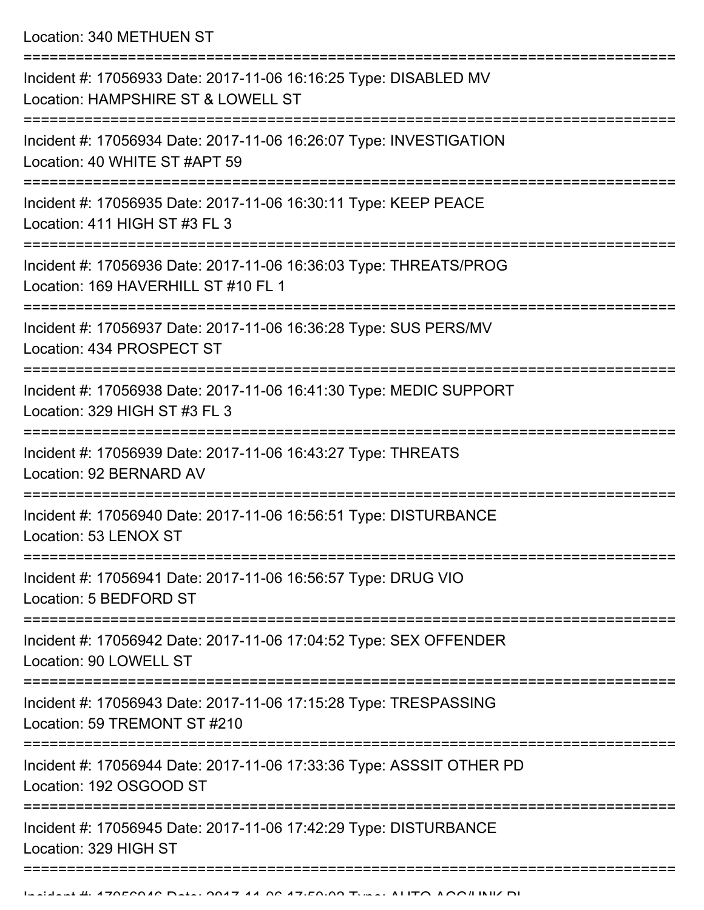Location: 340 METHUEN ST

===========================================================================

Incident #: 17056933 Date: 2017-11-06 16:16:25 Type: DISABLED MV
Location: HAMPSHIRE ST & LOWELL ST

===========================================================================

Incident #: 17056934 Date: 2017-11-06 16:26:07 Type: INVESTIGATION
Location: 40 WHITE ST #APT 59

===========================================================================

Incident #: 17056935 Date: 2017-11-06 16:30:11 Type: KEEP PEACE
Location: 411 HIGH ST #3 FL 3

===========================================================================

Incident #: 17056936 Date: 2017-11-06 16:36:03 Type: THREATS/PROG
Location: 169 HAVERHILL ST #10 FL 1

===========================================================================

Incident #: 17056937 Date: 2017-11-06 16:36:28 Type: SUS PERS/MV
Location: 434 PROSPECT ST

===========================================================================

Incident #: 17056938 Date: 2017-11-06 16:41:30 Type: MEDIC SUPPORT
Location: 329 HIGH ST #3 FL 3

===========================================================================

Incident #: 17056939 Date: 2017-11-06 16:43:27 Type: THREATS
Location: 92 BERNARD AV

===========================================================================

Incident #: 17056940 Date: 2017-11-06 16:56:51 Type: DISTURBANCE
Location: 53 LENOX ST

===========================================================================

Incident #: 17056941 Date: 2017-11-06 16:56:57 Type: DRUG VIO
Location: 5 BEDFORD ST

===========================================================================

Incident #: 17056942 Date: 2017-11-06 17:04:52 Type: SEX OFFENDER
Location: 90 LOWELL ST

===========================================================================

Incident #: 17056943 Date: 2017-11-06 17:15:28 Type: TRESPASSING
Location: 59 TREMONT ST #210

===========================================================================

Incident #: 17056944 Date: 2017-11-06 17:33:36 Type: ASSSIT OTHER PD
Location: 192 OSGOOD ST

===========================================================================

Incident #: 17056945 Date: 2017-11-06 17:42:29 Type: DISTURBANCE
Location: 329 HIGH ST

===========================================================================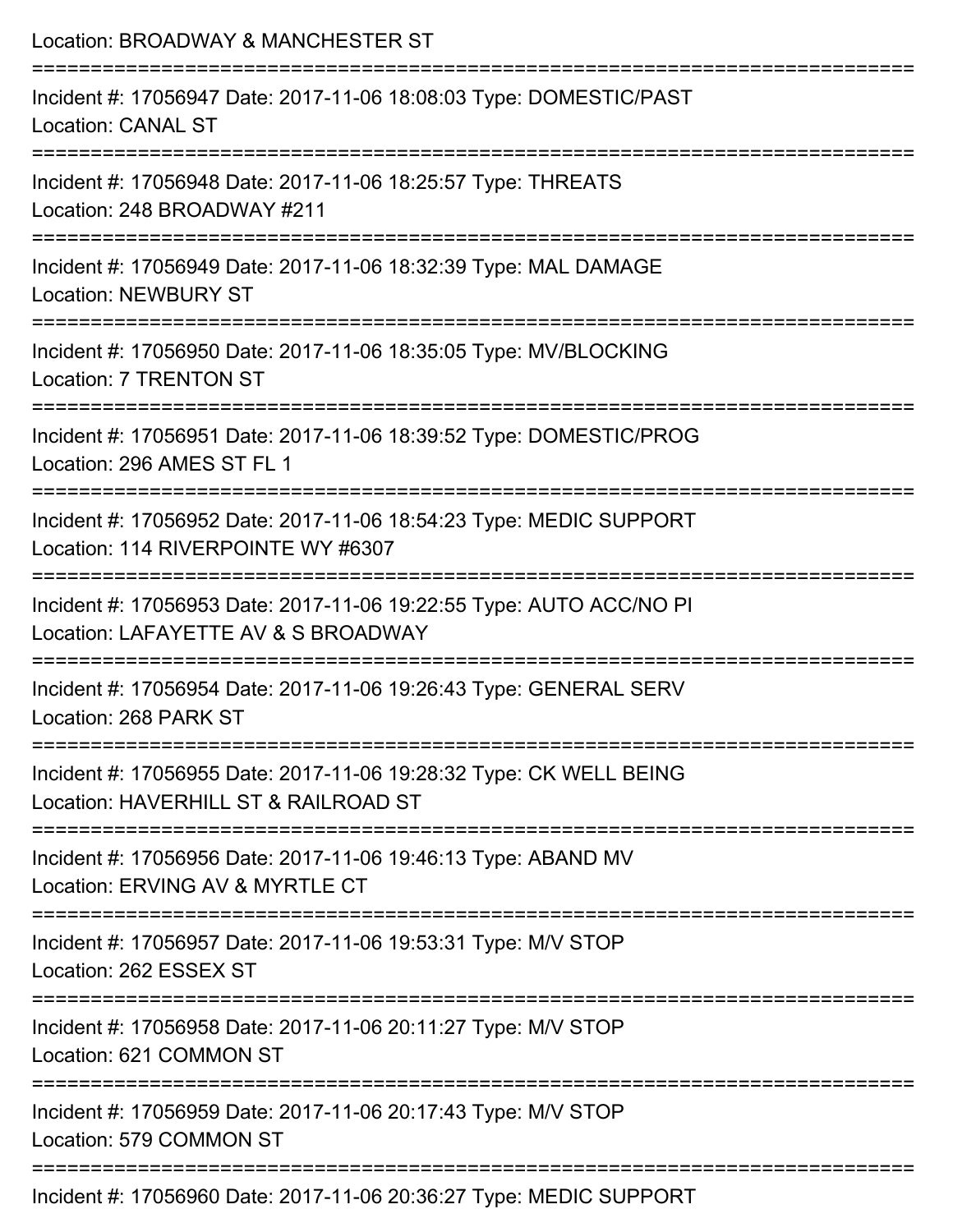Location: BROADWAY & MANCHESTER ST

===========================================================================

Incident #: 17056947 Date: 2017-11-06 18:08:03 Type: DOMESTIC/PAST
Location: CANAL ST

===========================================================================

Incident #: 17056948 Date: 2017-11-06 18:25:57 Type: THREATS
Location: 248 BROADWAY #211

===========================================================================

Incident #: 17056949 Date: 2017-11-06 18:32:39 Type: MAL DAMAGE
Location: NEWBURY ST

===========================================================================

Incident #: 17056950 Date: 2017-11-06 18:35:05 Type: MV/BLOCKING
Location: 7 TRENTON ST

===========================================================================

Incident #: 17056951 Date: 2017-11-06 18:39:52 Type: DOMESTIC/PROG
Location: 296 AMES ST FL 1

===========================================================================

Incident #: 17056952 Date: 2017-11-06 18:54:23 Type: MEDIC SUPPORT
Location: 114 RIVERPOINTE WY #6307

===========================================================================

Incident #: 17056953 Date: 2017-11-06 19:22:55 Type: AUTO ACC/NO PI
Location: LAFAYETTE AV & S BROADWAY

===========================================================================

Incident #: 17056954 Date: 2017-11-06 19:26:43 Type: GENERAL SERV
Location: 268 PARK ST

===========================================================================

Incident #: 17056955 Date: 2017-11-06 19:28:32 Type: CK WELL BEING
Location: HAVERHILL ST & RAILROAD ST

===========================================================================

Incident #: 17056956 Date: 2017-11-06 19:46:13 Type: ABAND MV
Location: ERVING AV & MYRTLE CT

===========================================================================

Incident #: 17056957 Date: 2017-11-06 19:53:31 Type: M/V STOP
Location: 262 ESSEX ST

===========================================================================

Incident #: 17056958 Date: 2017-11-06 20:11:27 Type: M/V STOP
Location: 621 COMMON ST

===========================================================================

Incident #: 17056959 Date: 2017-11-06 20:17:43 Type: M/V STOP
Location: 579 COMMON ST

===========================================================================

Incident #: 17056960 Date: 2017-11-06 20:36:27 Type: MEDIC SUPPORT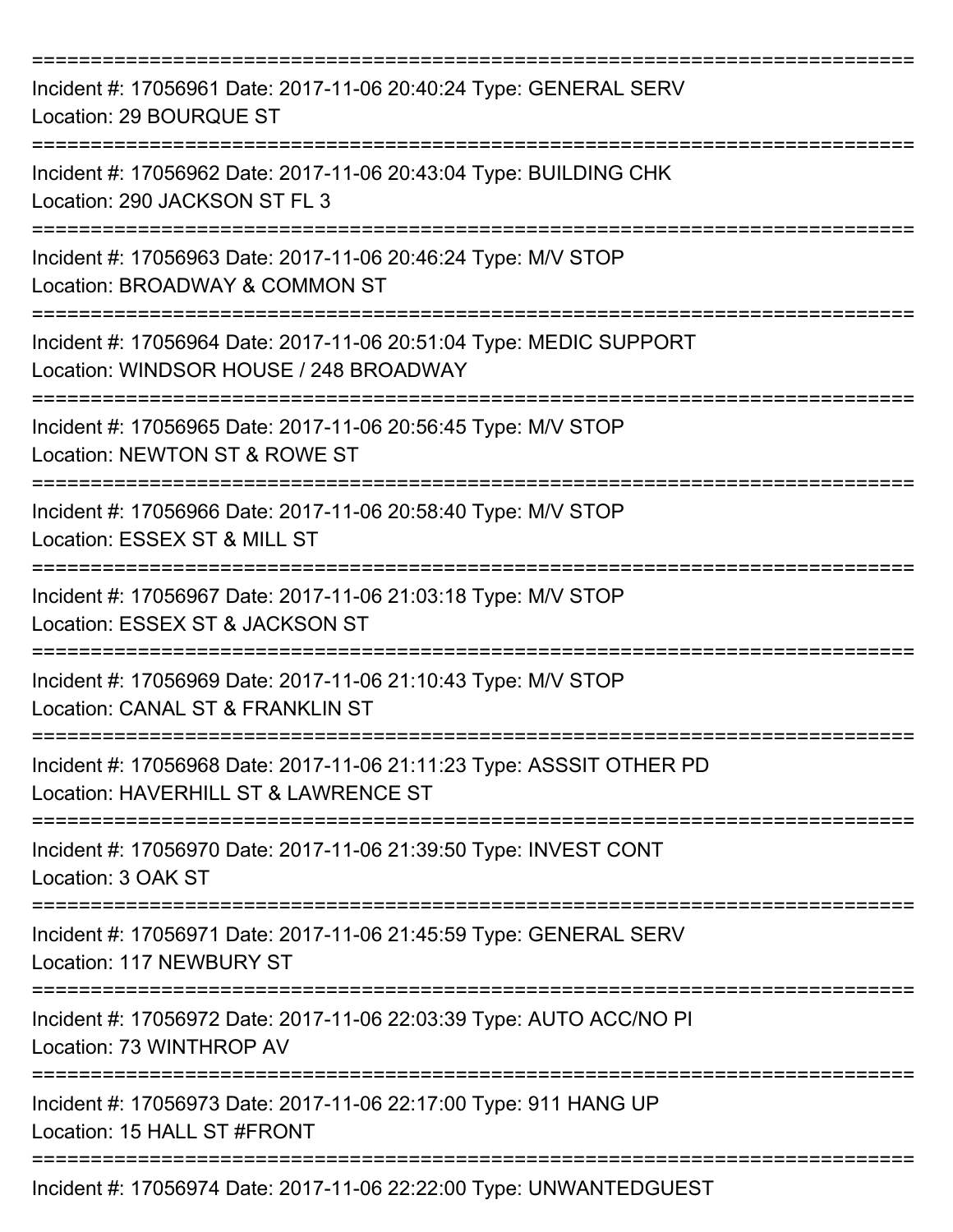===========================================================================

Incident #: 17056961 Date: 2017-11-06 20:40:24 Type: GENERAL SERV
Location: 29 BOURQUE ST

===========================================================================

Incident #: 17056962 Date: 2017-11-06 20:43:04 Type: BUILDING CHK
Location: 290 JACKSON ST FL 3

===========================================================================

Incident #: 17056963 Date: 2017-11-06 20:46:24 Type: M/V STOP
Location: BROADWAY & COMMON ST

===========================================================================

Incident #: 17056964 Date: 2017-11-06 20:51:04 Type: MEDIC SUPPORT
Location: WINDSOR HOUSE / 248 BROADWAY

===========================================================================

Incident #: 17056965 Date: 2017-11-06 20:56:45 Type: M/V STOP
Location: NEWTON ST & ROWE ST

===========================================================================

Incident #: 17056966 Date: 2017-11-06 20:58:40 Type: M/V STOP
Location: ESSEX ST & MILL ST

===========================================================================

Incident #: 17056967 Date: 2017-11-06 21:03:18 Type: M/V STOP
Location: ESSEX ST & JACKSON ST

===========================================================================

Incident #: 17056969 Date: 2017-11-06 21:10:43 Type: M/V STOP
Location: CANAL ST & FRANKLIN ST

===========================================================================

Incident #: 17056968 Date: 2017-11-06 21:11:23 Type: ASSSIT OTHER PD
Location: HAVERHILL ST & LAWRENCE ST

===========================================================================

Incident #: 17056970 Date: 2017-11-06 21:39:50 Type: INVEST CONT
Location: 3 OAK ST

===========================================================================

Incident #: 17056971 Date: 2017-11-06 21:45:59 Type: GENERAL SERV
Location: 117 NEWBURY ST

===========================================================================

Incident #: 17056972 Date: 2017-11-06 22:03:39 Type: AUTO ACC/NO PI
Location: 73 WINTHROP AV

===========================================================================

Incident #: 17056973 Date: 2017-11-06 22:17:00 Type: 911 HANG UP
Location: 15 HALL ST #FRONT

===========================================================================

Incident #: 17056974 Date: 2017-11-06 22:22:00 Type: UNWANTEDGUEST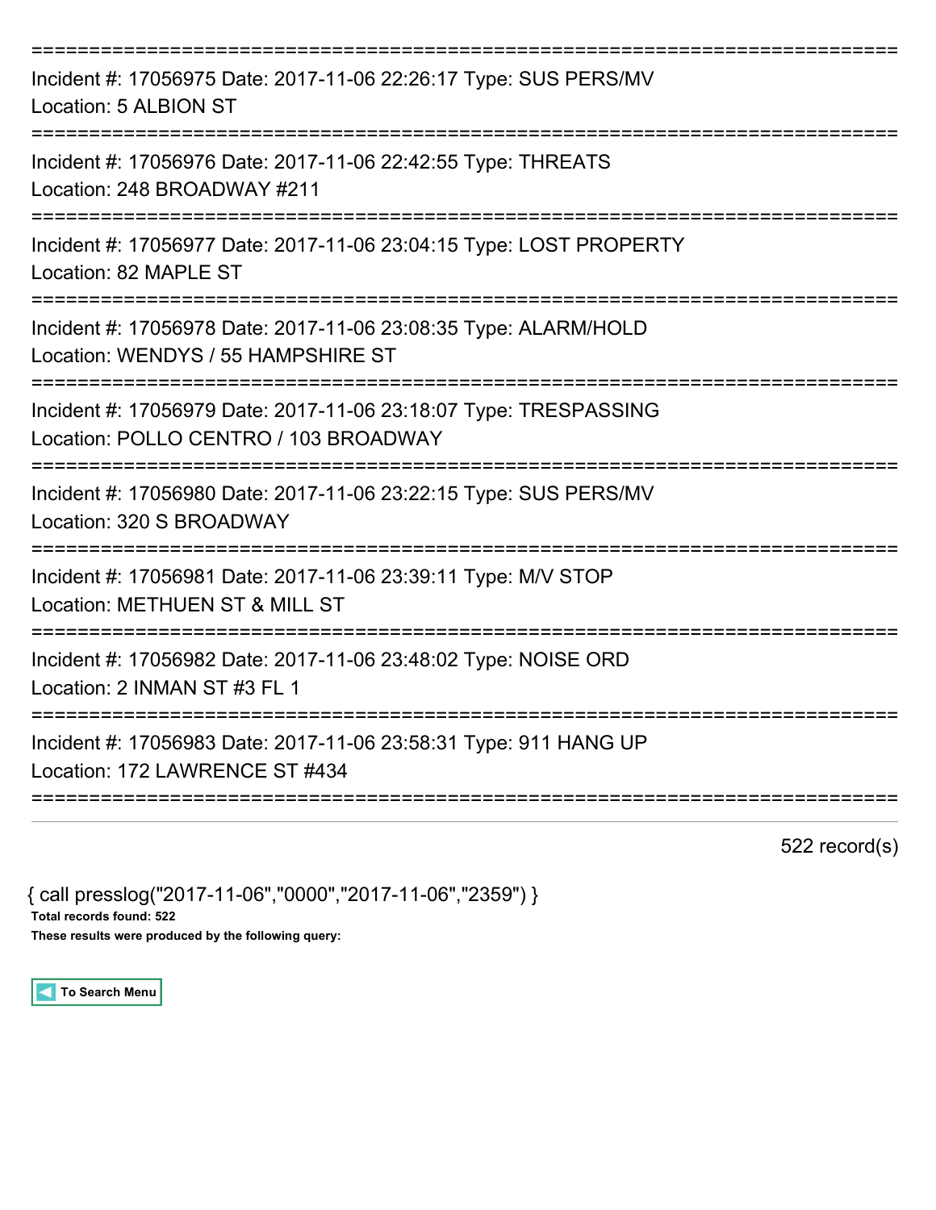===========================================================================

Incident #: 17056975 Date: 2017-11-06 22:26:17 Type: SUS PERS/MV
Location: 5 ALBION ST

===========================================================================

Incident #: 17056976 Date: 2017-11-06 22:42:55 Type: THREATS
Location: 248 BROADWAY #211

===========================================================================

Incident #: 17056977 Date: 2017-11-06 23:04:15 Type: LOST PROPERTY
Location: 82 MAPLE ST

===========================================================================

Incident #: 17056978 Date: 2017-11-06 23:08:35 Type: ALARM/HOLD
Location: WENDYS / 55 HAMPSHIRE ST

===========================================================================

Incident #: 17056979 Date: 2017-11-06 23:18:07 Type: TRESPASSING
Location: POLLO CENTRO / 103 BROADWAY

===========================================================================

Incident #: 17056980 Date: 2017-11-06 23:22:15 Type: SUS PERS/MV
Location: 320 S BROADWAY

===========================================================================

Incident #: 17056981 Date: 2017-11-06 23:39:11 Type: M/V STOP
Location: METHUEN ST & MILL ST

===========================================================================

Incident #: 17056982 Date: 2017-11-06 23:48:02 Type: NOISE ORD
Location: 2 INMAN ST #3 FL 1

===========================================================================

Incident #: 17056983 Date: 2017-11-06 23:58:31 Type: 911 HANG UP
Location: 172 LAWRENCE ST #434

===========================================================================

522 record(s)

{ call presslog("2017-11-06","0000","2017-11-06","2359") }

**Total records found: 522**

**These results were produced by the following query:**

To Search Menu